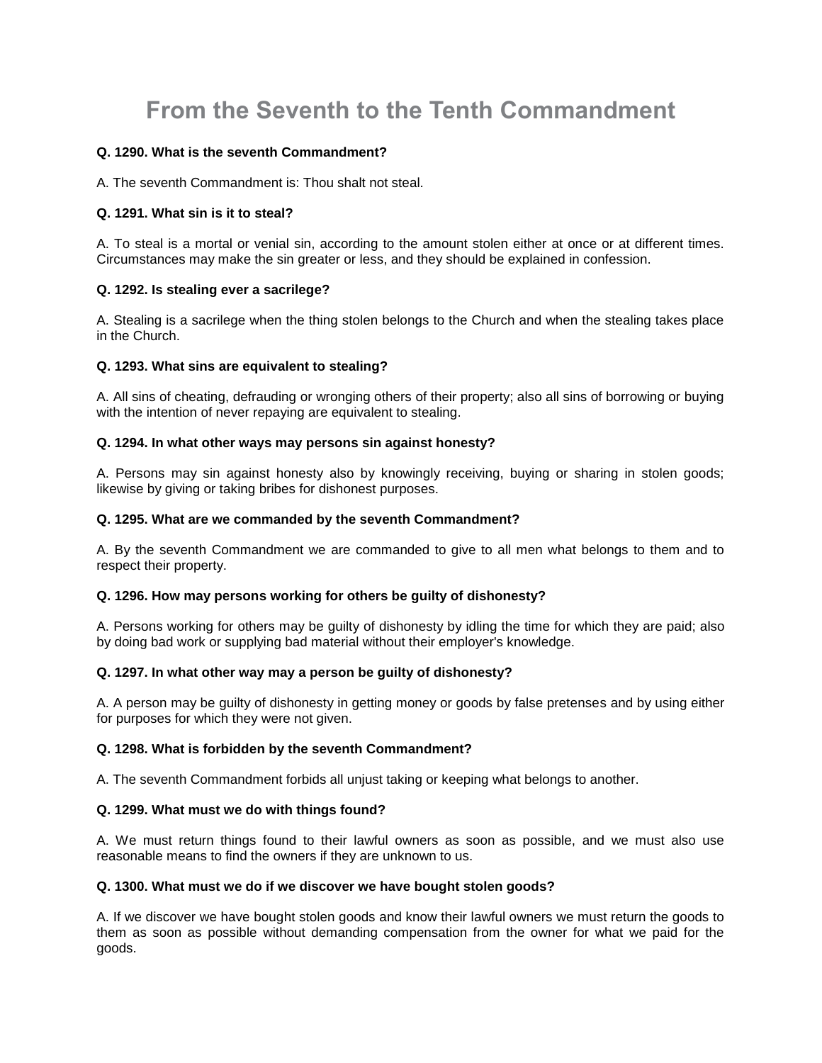# From the Seventh to the Tenth Commandment

**Q. 1290. What is the seventh Commandment?**

A. The seventh Commandment is: Thou shalt not steal.

**Q. 1291. What sin is it to steal?**

A. To steal is a mortal or venial sin, according to the amount stolen either at once or at different times. Circumstances may make the sin greater or less, and they should be explained in confession.

**Q. 1292. Is stealing ever a sacrilege?**

A. Stealing is a sacrilege when the thing stolen belongs to the Church and when the stealing takes place in the Church.

**Q. 1293. What sins are equivalent to stealing?**

A. All sins of cheating, defrauding or wronging others of their property; also all sins of borrowing or buying with the intention of never repaying are equivalent to stealing.

**Q. 1294. In what other ways may persons sin against honesty?**

A. Persons may sin against honesty also by knowingly receiving, buying or sharing in stolen goods; likewise by giving or taking bribes for dishonest purposes.

**Q. 1295. What are we commanded by the seventh Commandment?**

A. By the seventh Commandment we are commanded to give to all men what belongs to them and to respect their property.

**Q. 1296. How may persons working for others be guilty of dishonesty?**

A. Persons working for others may be guilty of dishonesty by idling the time for which they are paid; also by doing bad work or supplying bad material without their employer's knowledge.

**Q. 1297. In what other way may a person be guilty of dishonesty?**

A. A person may be guilty of dishonesty in getting money or goods by false pretenses and by using either for purposes for which they were not given.

**Q. 1298. What is forbidden by the seventh Commandment?**

A. The seventh Commandment forbids all unjust taking or keeping what belongs to another.

**Q. 1299. What must we do with things found?**

A. We must return things found to their lawful owners as soon as possible, and we must also use reasonable means to find the owners if they are unknown to us.

**Q. 1300. What must we do if we discover we have bought stolen goods?**

A. If we discover we have bought stolen goods and know their lawful owners we must return the goods to them as soon as possible without demanding compensation from the owner for what we paid for the goods.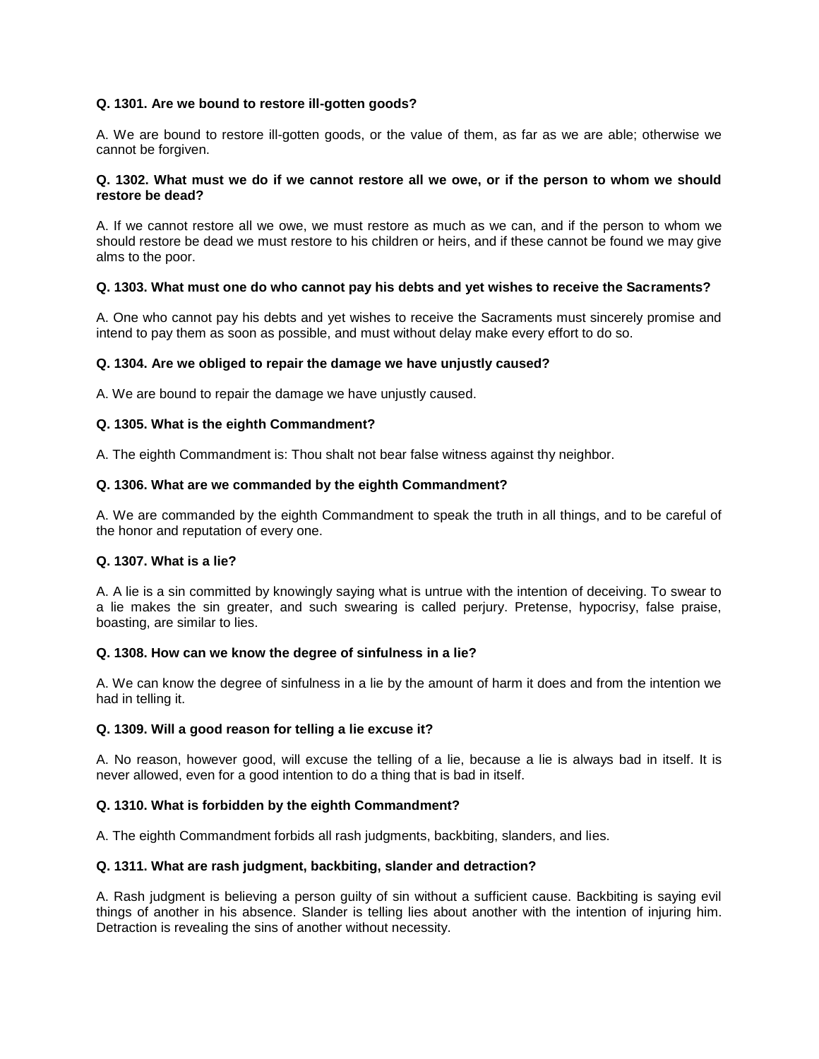**Q. 1301. Are we bound to restore ill-gotten goods?**

A. We are bound to restore ill-gotten goods, or the value of them, as far as we are able; otherwise we cannot be forgiven.

**Q. 1302. What must we do if we cannot restore all we owe, or if the person to whom we should restore be dead?**

A. If we cannot restore all we owe, we must restore as much as we can, and if the person to whom we should restore be dead we must restore to his children or heirs, and if these cannot be found we may give alms to the poor.

**Q. 1303. What must one do who cannot pay his debts and yet wishes to receive the Sacraments?**

A. One who cannot pay his debts and yet wishes to receive the Sacraments must sincerely promise and intend to pay them as soon as possible, and must without delay make every effort to do so.

**Q. 1304. Are we obliged to repair the damage we have unjustly caused?**

A. We are bound to repair the damage we have unjustly caused.

**Q. 1305. What is the eighth Commandment?**

A. The eighth Commandment is: Thou shalt not bear false witness against thy neighbor.

**Q. 1306. What are we commanded by the eighth Commandment?**

A. We are commanded by the eighth Commandment to speak the truth in all things, and to be careful of the honor and reputation of every one.

**Q. 1307. What is a lie?**

A. A lie is a sin committed by knowingly saying what is untrue with the intention of deceiving. To swear to a lie makes the sin greater, and such swearing is called perjury. Pretense, hypocrisy, false praise, boasting, are similar to lies.

**Q. 1308. How can we know the degree of sinfulness in a lie?**

A. We can know the degree of sinfulness in a lie by the amount of harm it does and from the intention we had in telling it.

**Q. 1309. Will a good reason for telling a lie excuse it?**

A. No reason, however good, will excuse the telling of a lie, because a lie is always bad in itself. It is never allowed, even for a good intention to do a thing that is bad in itself.

**Q. 1310. What is forbidden by the eighth Commandment?**

A. The eighth Commandment forbids all rash judgments, backbiting, slanders, and lies.

**Q. 1311. What are rash judgment, backbiting, slander and detraction?**

A. Rash judgment is believing a person guilty of sin without a sufficient cause. Backbiting is saying evil things of another in his absence. Slander is telling lies about another with the intention of injuring him. Detraction is revealing the sins of another without necessity.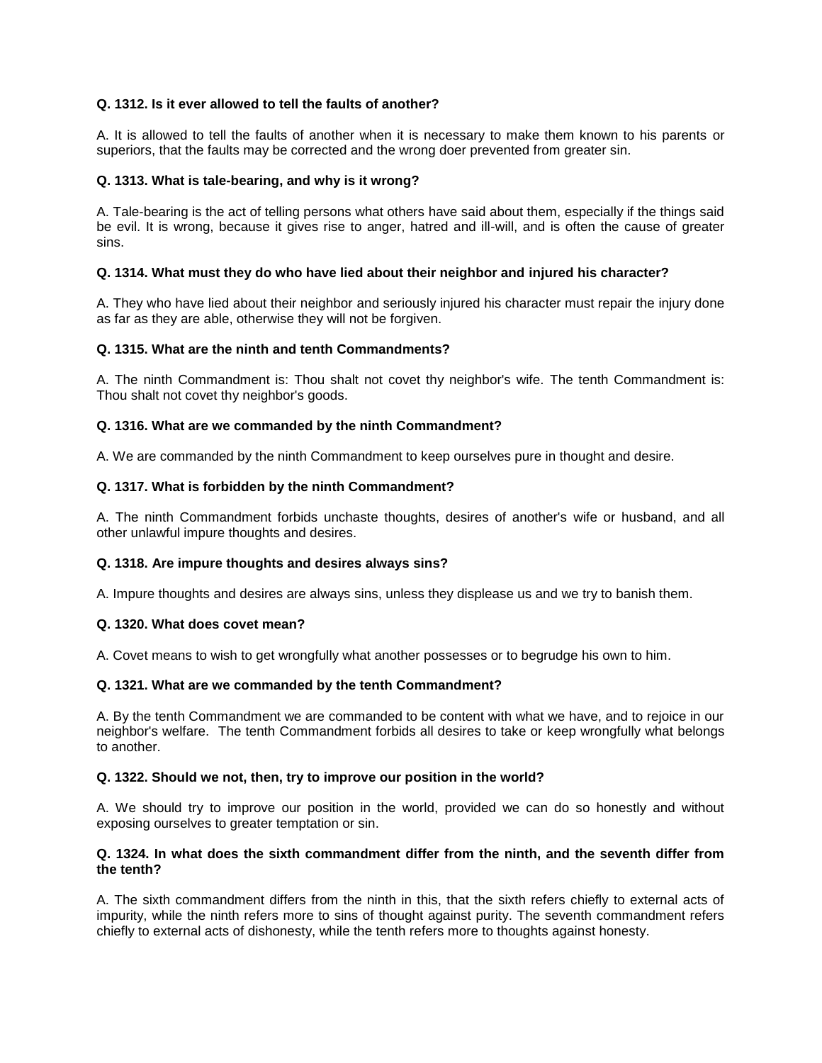**Q. 1312. Is it ever allowed to tell the faults of another?**

A. It is allowed to tell the faults of another when it is necessary to make them known to his parents or superiors, that the faults may be corrected and the wrong doer prevented from greater sin.

**Q. 1313. What is tale-bearing, and why is it wrong?**

A. Tale-bearing is the act of telling persons what others have said about them, especially if the things said be evil. It is wrong, because it gives rise to anger, hatred and ill-will, and is often the cause of greater sins.

**Q. 1314. What must they do who have lied about their neighbor and injured his character?**

A. They who have lied about their neighbor and seriously injured his character must repair the injury done as far as they are able, otherwise they will not be forgiven.

**Q. 1315. What are the ninth and tenth Commandments?**

A. The ninth Commandment is: Thou shalt not covet thy neighbor's wife. The tenth Commandment is: Thou shalt not covet thy neighbor's goods.

**Q. 1316. What are we commanded by the ninth Commandment?**

A. We are commanded by the ninth Commandment to keep ourselves pure in thought and desire.

**Q. 1317. What is forbidden by the ninth Commandment?**

A. The ninth Commandment forbids unchaste thoughts, desires of another's wife or husband, and all other unlawful impure thoughts and desires.

**Q. 1318. Are impure thoughts and desires always sins?**

A. Impure thoughts and desires are always sins, unless they displease us and we try to banish them.

**Q. 1320. What does covet mean?**

A. Covet means to wish to get wrongfully what another possesses or to begrudge his own to him.

**Q. 1321. What are we commanded by the tenth Commandment?**

A. By the tenth Commandment we are commanded to be content with what we have, and to rejoice in our neighbor's welfare. The tenth Commandment forbids all desires to take or keep wrongfully what belongs to another.

**Q. 1322. Should we not, then, try to improve our position in the world?**

A. We should try to improve our position in the world, provided we can do so honestly and without exposing ourselves to greater temptation or sin.

**Q. 1324. In what does the sixth commandment differ from the ninth, and the seventh differ from the tenth?**

A. The sixth commandment differs from the ninth in this, that the sixth refers chiefly to external acts of impurity, while the ninth refers more to sins of thought against purity. The seventh commandment refers chiefly to external acts of dishonesty, while the tenth refers more to thoughts against honesty.